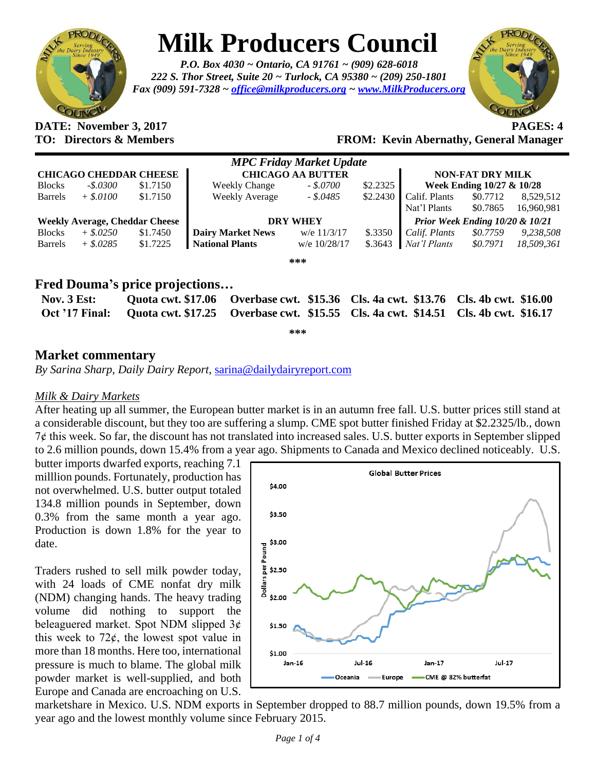# Milk Producers Council

*P.O. Box 4030 ~ Ontario, CA 91761 ~ (909) 628-6018*
*222 S. Thor Street, Suite 20 ~ Turlock, CA 95380 ~ (209) 250-1801*
*Fax (909) 591-7328 ~ office@milkproducers.org ~ www.MilkProducers.org*

**DATE: November 3, 2017** **PAGES: 4**
**TO: Directors & Members** **FROM: Kevin Abernathy, General Manager**

*MPC Friday Market Update*

| CHICAGO CHEDDAR CHEESE | | | CHICAGO AA BUTTER | | | NON-FAT DRY MILK | | |
|---|---|---|---|---|---|---|---|---|
| Blocks | -$.0300 | $1.7150 | Weekly Change | - $.0700 | $2.2325 | Week Ending 10/27 & 10/28 | | |
| Barrels | + $.0100 | $1.7150 | Weekly Average | - $.0485 | $2.2430 | Calif. Plants | $0.7712 | 8,529,512 |
| | | | | | | Nat'l Plants | $0.7865 | 16,960,981 |
| **Weekly Average, Cheddar Cheese** | | | **DRY WHEY** | | | *Prior Week Ending 10/20 & 10/21* | | |
| Blocks | + $.0250 | $1.7450 | **Dairy Market News** | w/e 11/3/17 | $.3350 | *Calif. Plants* | *$0.7759* | *9,238,508* |
| Barrels | + $.0285 | $1.7225 | **National Plants** | w/e 10/28/17 | $.3643 | *Nat'l Plants* | *$0.7971* | *18,509,361* |

***

## Fred Douma's price projections…

| | | | | |
|---|---|---|---|---|
| **Nov. 3 Est:** | **Quota cwt. $17.06** | **Overbase cwt. $15.36** | **Cls. 4a cwt. $13.76** | **Cls. 4b cwt. $16.00** |
| **Oct '17 Final:** | **Quota cwt. $17.25** | **Overbase cwt. $15.55** | **Cls. 4a cwt. $14.51** | **Cls. 4b cwt. $16.17** |

***

## Market commentary

*By Sarina Sharp, Daily Dairy Report,* sarina@dailydairyreport.com

### *Milk & Dairy Markets*

After heating up all summer, the European butter market is in an autumn free fall. U.S. butter prices still stand at a considerable discount, but they too are suffering a slump. CME spot butter finished Friday at $2.2325/lb., down 7¢ this week. So far, the discount has not translated into increased sales. U.S. butter exports in September slipped to 2.6 million pounds, down 15.4% from a year ago. Shipments to Canada and Mexico declined noticeably. U.S. butter imports dwarfed exports, reaching 7.1 milllion pounds. Fortunately, production has not overwhelmed. U.S. butter output totaled 134.8 million pounds in September, down 0.3% from the same month a year ago. Production is down 1.8% for the year to date.

Traders rushed to sell milk powder today, with 24 loads of CME nonfat dry milk (NDM) changing hands. The heavy trading volume did nothing to support the beleaguered market. Spot NDM slipped 3¢ this week to 72¢, the lowest spot value in more than 18 months. Here too, international pressure is much to blame. The global milk powder market is well-supplied, and both Europe and Canada are encroaching on U.S. marketshare in Mexico. U.S. NDM exports in September dropped to 88.7 million pounds, down 19.5% from a year ago and the lowest monthly volume since February 2015.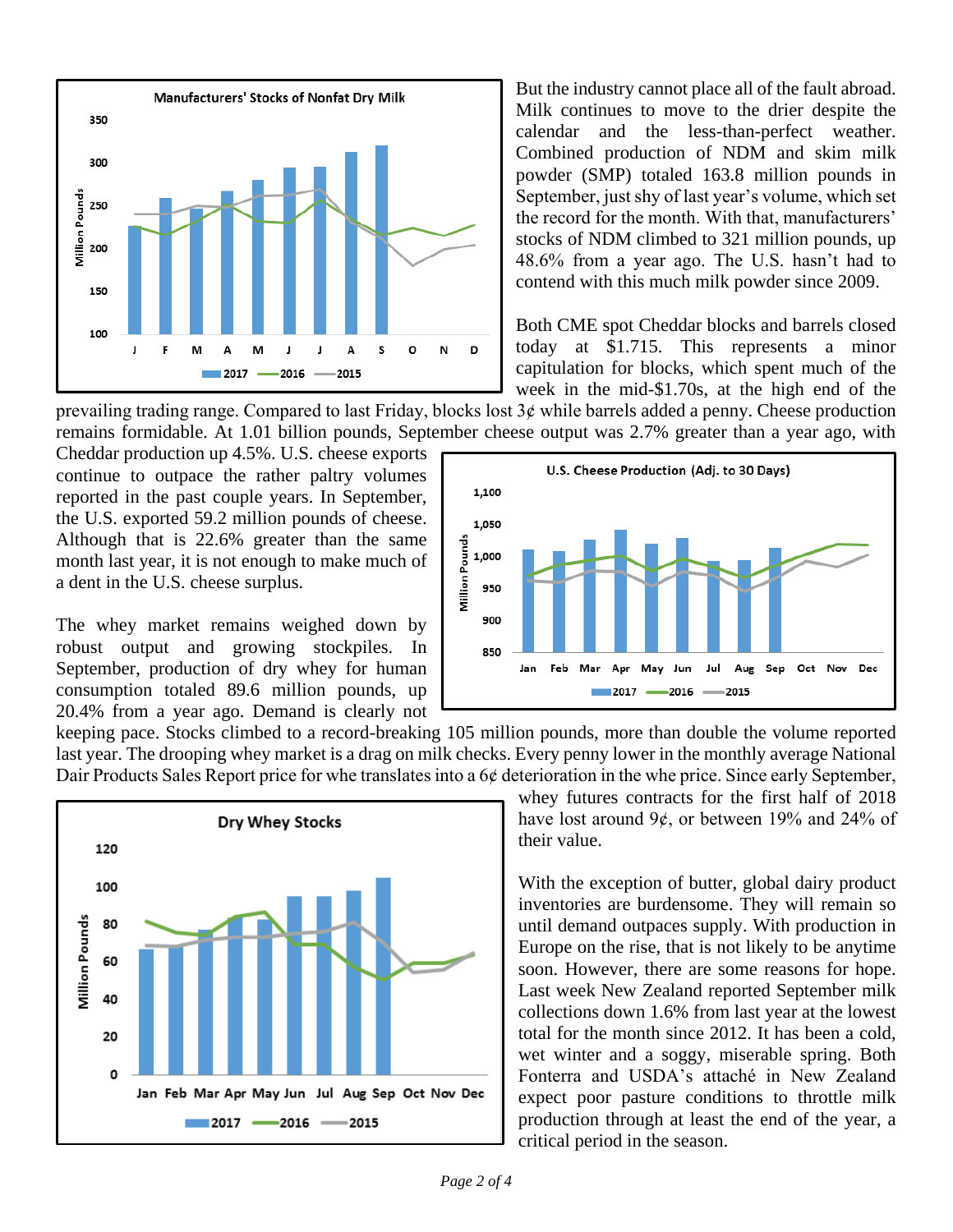But the industry cannot place all of the fault abroad. Milk continues to move to the drier despite the calendar and the less-than-perfect weather. Combined production of NDM and skim milk powder (SMP) totaled 163.8 million pounds in September, just shy of last year's volume, which set the record for the month. With that, manufacturers' stocks of NDM climbed to 321 million pounds, up 48.6% from a year ago. The U.S. hasn't had to contend with this much milk powder since 2009.

Both CME spot Cheddar blocks and barrels closed today at \$1.715. This represents a minor capitulation for blocks, which spent much of the week in the mid-\$1.70s, at the high end of the prevailing trading range. Compared to last Friday, blocks lost 3¢ while barrels added a penny. Cheese production remains formidable. At 1.01 billion pounds, September cheese output was 2.7% greater than a year ago, with Cheddar production up 4.5%. U.S. cheese exports continue to outpace the rather paltry volumes reported in the past couple years. In September, the U.S. exported 59.2 million pounds of cheese. Although that is 22.6% greater than the same month last year, it is not enough to make much of a dent in the U.S. cheese surplus.

The whey market remains weighed down by robust output and growing stockpiles. In September, production of dry whey for human consumption totaled 89.6 million pounds, up 20.4% from a year ago. Demand is clearly not keeping pace. Stocks climbed to a record-breaking 105 million pounds, more than double the volume reported last year. The drooping whey market is a drag on milk checks. Every penny lower in the monthly average National Dair Products Sales Report price for whe translates into a 6¢ deterioration in the whe price. Since early September, whey futures contracts for the first half of 2018 have lost around 9¢, or between 19% and 24% of their value.

With the exception of butter, global dairy product inventories are burdensome. They will remain so until demand outpaces supply. With production in Europe on the rise, that is not likely to be anytime soon. However, there are some reasons for hope. Last week New Zealand reported September milk collections down 1.6% from last year at the lowest total for the month since 2012. It has been a cold, wet winter and a soggy, miserable spring. Both Fonterra and USDA's attaché in New Zealand expect poor pasture conditions to throttle milk production through at least the end of the year, a critical period in the season.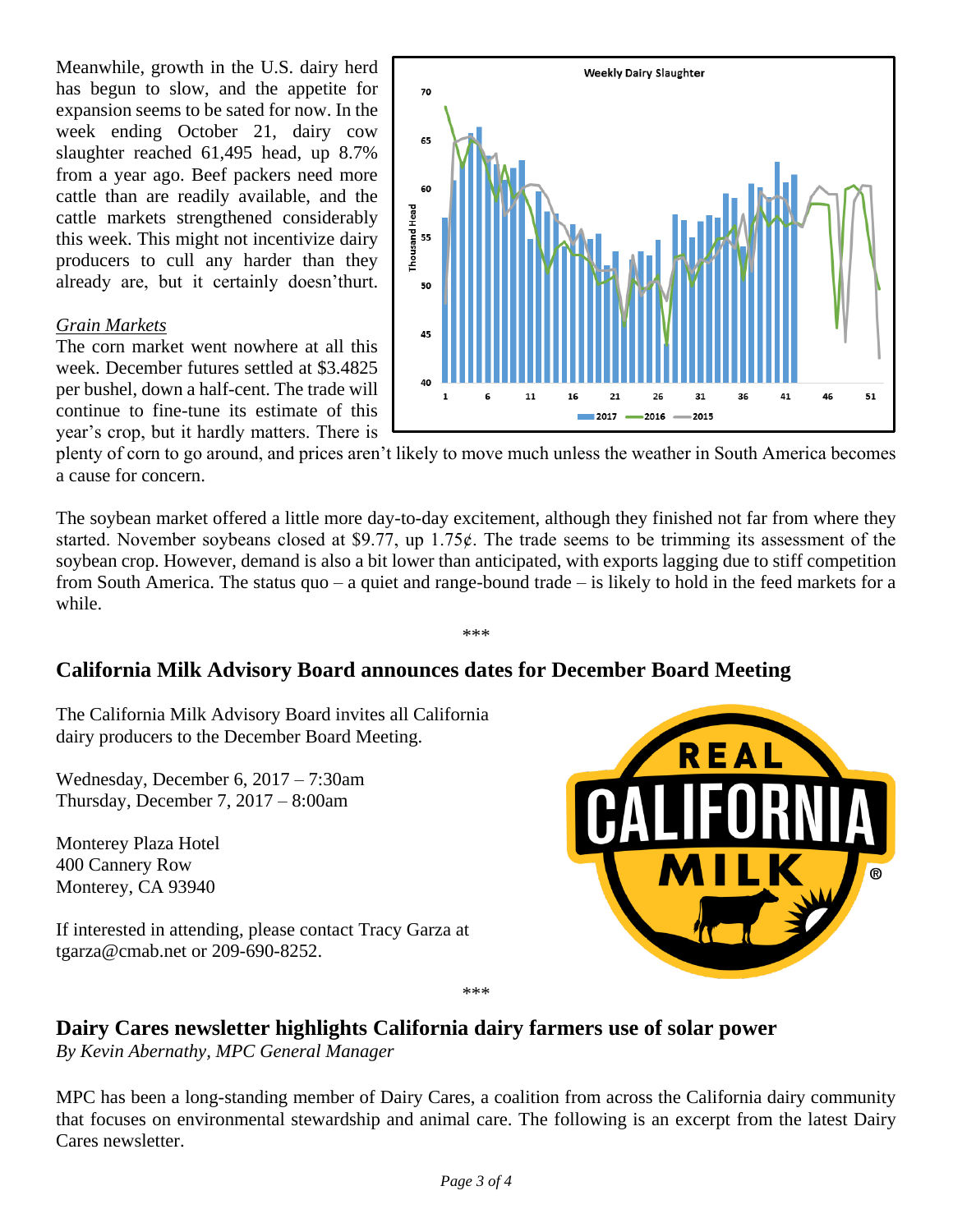Meanwhile, growth in the U.S. dairy herd has begun to slow, and the appetite for expansion seems to be sated for now. In the week ending October 21, dairy cow slaughter reached 61,495 head, up 8.7% from a year ago. Beef packers need more cattle than are readily available, and the cattle markets strengthened considerably this week. This might not incentivize dairy producers to cull any harder than they already are, but it certainly doesn'thurt.

*Grain Markets*

The corn market went nowhere at all this week. December futures settled at $3.4825 per bushel, down a half-cent. The trade will continue to fine-tune its estimate of this year's crop, but it hardly matters. There is plenty of corn to go around, and prices aren't likely to move much unless the weather in South America becomes a cause for concern.

The soybean market offered a little more day-to-day excitement, although they finished not far from where they started. November soybeans closed at $9.77, up 1.75¢. The trade seems to be trimming its assessment of the soybean crop. However, demand is also a bit lower than anticipated, with exports lagging due to stiff competition from South America. The status quo – a quiet and range-bound trade – is likely to hold in the feed markets for a while.

\*\*\*

## California Milk Advisory Board announces dates for December Board Meeting

The California Milk Advisory Board invites all California dairy producers to the December Board Meeting.

Wednesday, December 6, 2017 – 7:30am
Thursday, December 7, 2017 – 8:00am

Monterey Plaza Hotel
400 Cannery Row
Monterey, CA 93940

If interested in attending, please contact Tracy Garza at tgarza@cmab.net or 209-690-8252.

\*\*\*

## Dairy Cares newsletter highlights California dairy farmers use of solar power

*By Kevin Abernathy, MPC General Manager*

MPC has been a long-standing member of Dairy Cares, a coalition from across the California dairy community that focuses on environmental stewardship and animal care. The following is an excerpt from the latest Dairy Cares newsletter.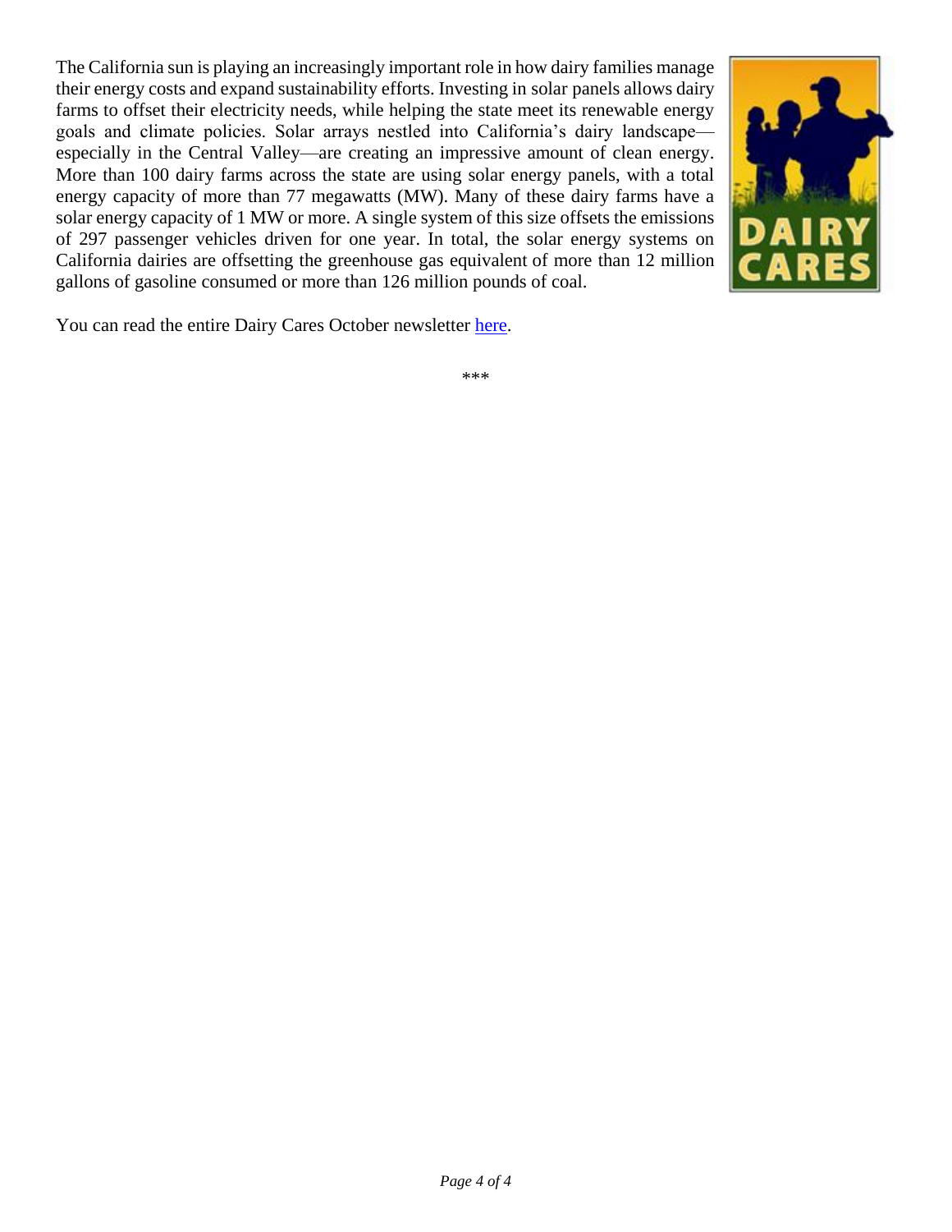The California sun is playing an increasingly important role in how dairy families manage their energy costs and expand sustainability efforts. Investing in solar panels allows dairy farms to offset their electricity needs, while helping the state meet its renewable energy goals and climate policies. Solar arrays nestled into California's dairy landscape—especially in the Central Valley—are creating an impressive amount of clean energy. More than 100 dairy farms across the state are using solar energy panels, with a total energy capacity of more than 77 megawatts (MW). Many of these dairy farms have a solar energy capacity of 1 MW or more. A single system of this size offsets the emissions of 297 passenger vehicles driven for one year. In total, the solar energy systems on California dairies are offsetting the greenhouse gas equivalent of more than 12 million gallons of gasoline consumed or more than 126 million pounds of coal.

You can read the entire Dairy Cares October newsletter here.

\*\*\*